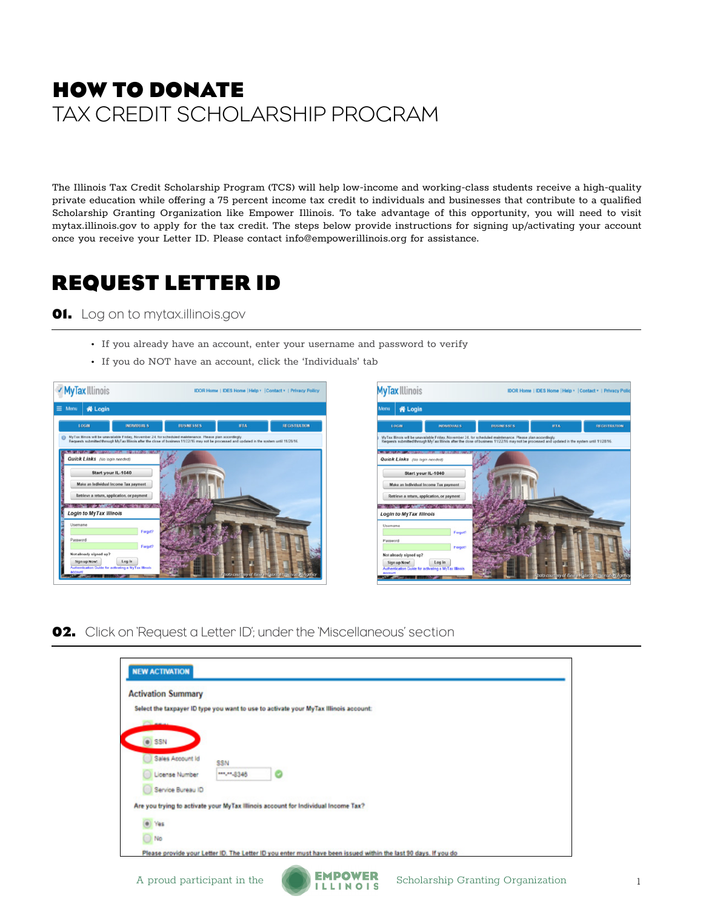# HOW TO DONATE
TAX CREDIT SCHOLARSHIP PROGRAM

The Illinois Tax Credit Scholarship Program (TCS) will help low-income and working-class students receive a high-quality private education while offering a 75 percent income tax credit to individuals and businesses that contribute to a qualified Scholarship Granting Organization like Empower Illinois. To take advantage of this opportunity, you will need to visit mytax.illinois.gov to apply for the tax credit. The steps below provide instructions for signing up/activating your account once you receive your Letter ID. Please contact info@empowerillinois.org for assistance.

## REQUEST LETTER ID

### 01. Log on to mytax.illinois.gov

- If you already have an account, enter your username and password to verify
- If you do NOT have an account, click the 'Individuals' tab

### 02. Click on 'Request a Letter ID', under the 'Miscellaneous' section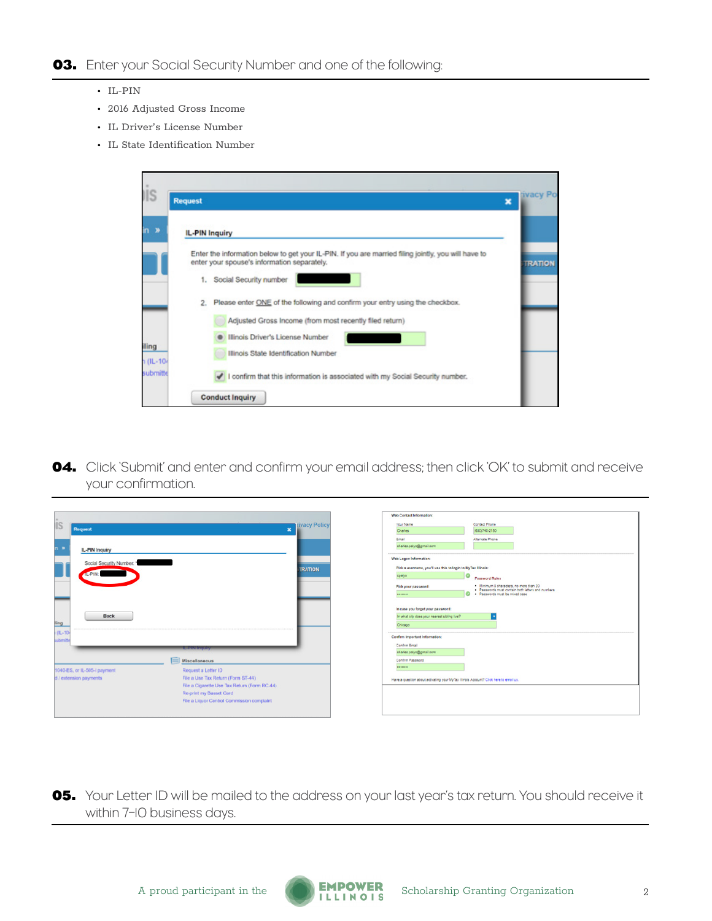## 03. Enter your Social Security Number and one of the following:

- IL-PIN
- 2016 Adjusted Gross Income
- IL Driver's License Number
- IL State Identification Number

## 04. Click 'Submit' and enter and confirm your email address; then click 'OK' to submit and receive your confirmation.

## 05. Your Letter ID will be mailed to the address on your last year's tax return. You should receive it within 7-10 business days.

A proud participant in the EMPOWER ILLINOIS Scholarship Granting Organization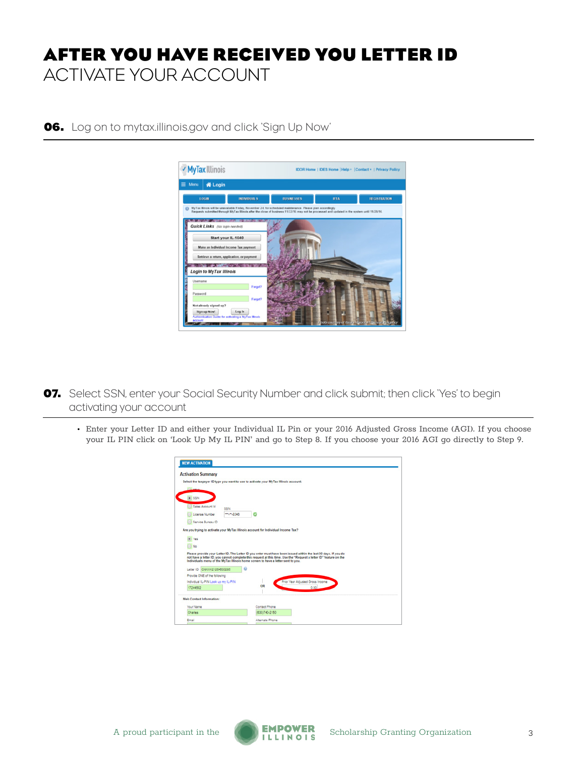# AFTER YOU HAVE RECEIVED YOU LETTER ID

## ACTIVATE YOUR ACCOUNT

### 06. Log on to mytax.illinois.gov and click 'Sign Up Now'

### 07. Select SSN, enter your Social Security Number and click submit; then click 'Yes' to begin activating your account

- Enter your Letter ID and either your Individual IL Pin or your 2016 Adjusted Gross Income (AGI). If you choose your IL PIN click on 'Look Up My IL PIN' and go to Step 8. If you choose your 2016 AGI go directly to Step 9.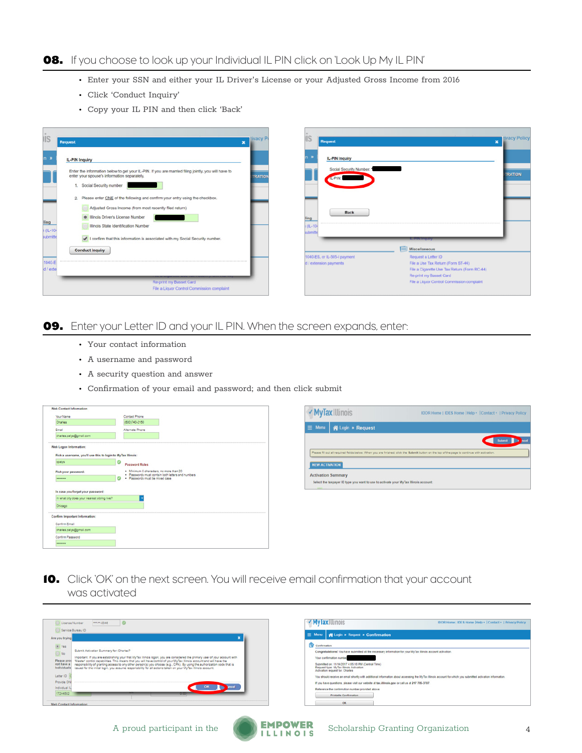## 08. If you choose to look up your Individual IL PIN click on 'Look Up My IL PIN'

- Enter your SSN and either your IL Driver's License or your Adjusted Gross Income from 2016
- Click 'Conduct Inquiry'
- Copy your IL PIN and then click 'Back'

## 09. Enter your Letter ID and your IL PIN. When the screen expands, enter:

- Your contact information
- A username and password
- A security question and answer
- Confirmation of your email and password; and then click submit

## 10. Click 'OK' on the next screen. You will receive email confirmation that your account was activated

A proud participant in the EMPOWER ILLINOIS Scholarship Granting Organization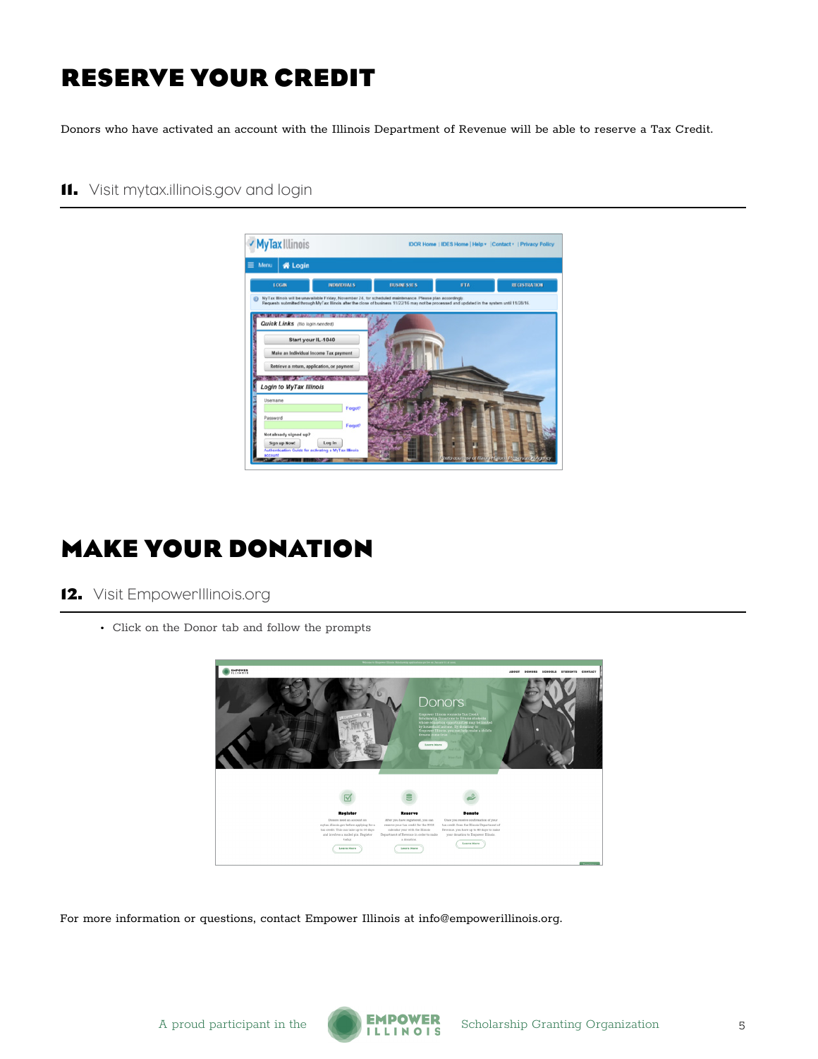# RESERVE YOUR CREDIT

Donors who have activated an account with the Illinois Department of Revenue will be able to reserve a Tax Credit.

## 11. Visit mytax.illinois.gov and login

# MAKE YOUR DONATION

## 12. Visit EmpowerIllinois.org

- Click on the Donor tab and follow the prompts

For more information or questions, contact Empower Illinois at info@empowerillinois.org.

A proud participant in the EMPOWER ILLINOIS Scholarship Granting Organization